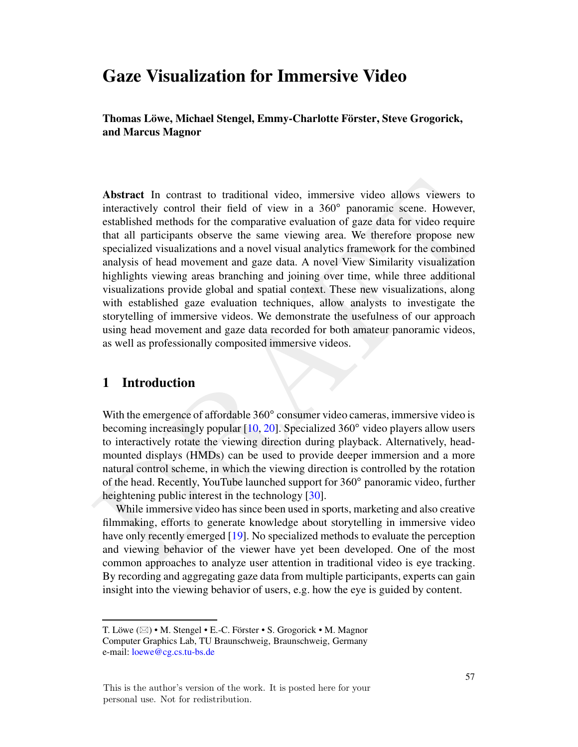# Gaze Visualization for Immersive Video

**Thomas Löwe, Michael Stengel, Emmy-Charlotte Förster, Steve Grogorick, and Marcus Magnor**

**Abstract** In contrast to traditional video, immersive video allows viewers to interactively control their field of view in a 360° panoramic scene. However, established methods for the comparative evaluation of gaze data for video require that all participants observe the same viewing area. We therefore propose new specialized visualizations and a novel visual analytics framework for the combined analysis of head movement and gaze data. A novel View Similarity visualization highlights viewing areas branching and joining over time, while three additional visualizations provide global and spatial context. These new visualizations, along with established gaze evaluation techniques, allow analysts to investigate the storytelling of immersive videos. We demonstrate the usefulness of our approach using head movement and gaze data recorded for both amateur panoramic videos, as well as professionally composited immersive videos.

## 1 Introduction

With the emergence of affordable 360° consumer video cameras, immersive video is becoming increasingly popular [10, 20]. Specialized 360° video players allow users to interactively rotate the viewing direction during playback. Alternatively, head-mounted displays (HMDs) can be used to provide deeper immersion and a more natural control scheme, in which the viewing direction is controlled by the rotation of the head. Recently, YouTube launched support for 360° panoramic video, further heightening public interest in the technology [30].

While immersive video has since been used in sports, marketing and also creative filmmaking, efforts to generate knowledge about storytelling in immersive video have only recently emerged [19]. No specialized methods to evaluate the perception and viewing behavior of the viewer have yet been developed. One of the most common approaches to analyze user attention in traditional video is eye tracking. By recording and aggregating gaze data from multiple participants, experts can gain insight into the viewing behavior of users, e.g. how the eye is guided by content.

---

T. Löwe (✉) • M. Stengel • E.-C. Förster • S. Grogorick • M. Magnor
Computer Graphics Lab, TU Braunschweig, Braunschweig, Germany
e-mail: loewe@cg.cs.tu-bs.de

This is the author's version of the work. It is posted here for your personal use. Not for redistribution.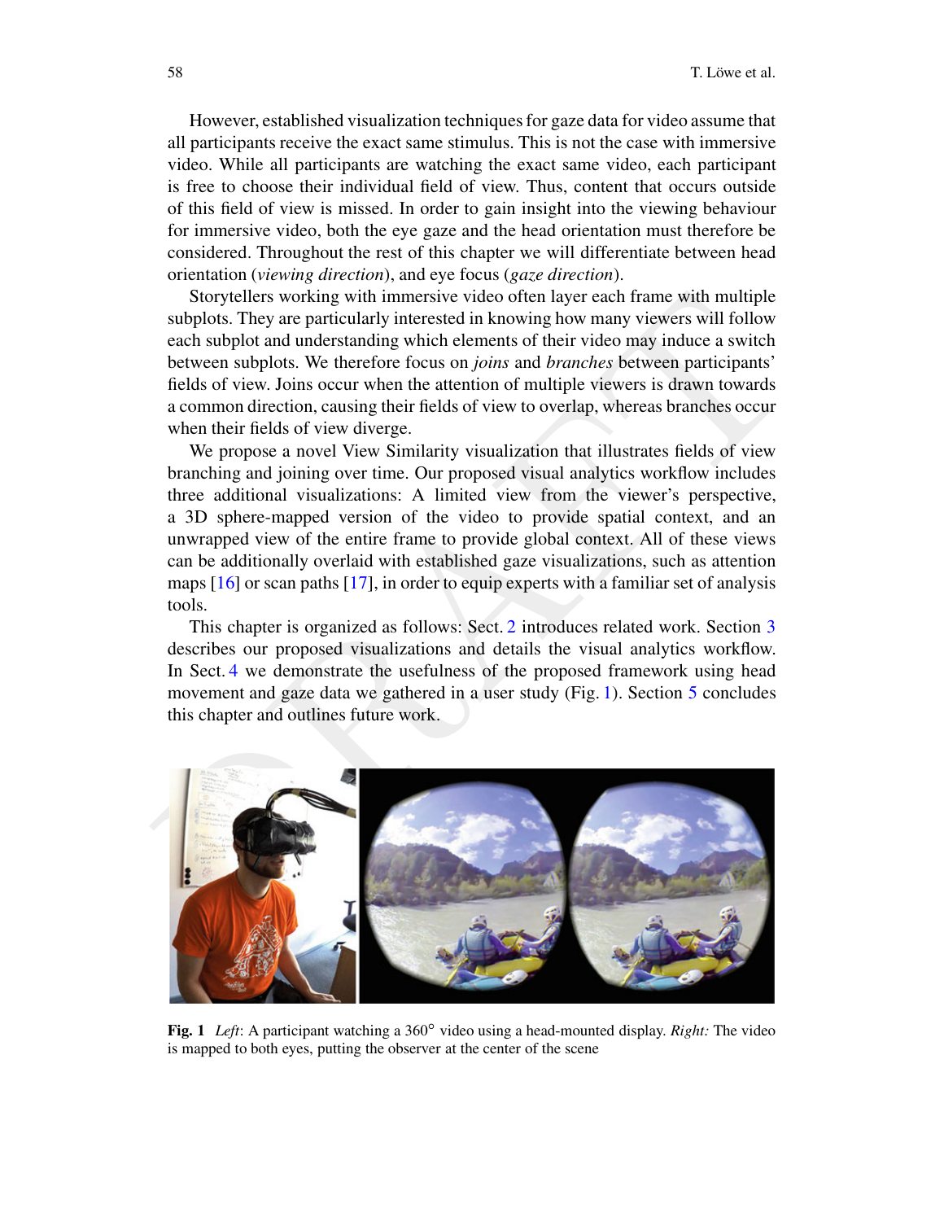However, established visualization techniques for gaze data for video assume that all participants receive the exact same stimulus. This is not the case with immersive video. While all participants are watching the exact same video, each participant is free to choose their individual field of view. Thus, content that occurs outside of this field of view is missed. In order to gain insight into the viewing behaviour for immersive video, both the eye gaze and the head orientation must therefore be considered. Throughout the rest of this chapter we will differentiate between head orientation (*viewing direction*), and eye focus (*gaze direction*).

Storytellers working with immersive video often layer each frame with multiple subplots. They are particularly interested in knowing how many viewers will follow each subplot and understanding which elements of their video may induce a switch between subplots. We therefore focus on *joins* and *branches* between participants' fields of view. Joins occur when the attention of multiple viewers is drawn towards a common direction, causing their fields of view to overlap, whereas branches occur when their fields of view diverge.

We propose a novel View Similarity visualization that illustrates fields of view branching and joining over time. Our proposed visual analytics workflow includes three additional visualizations: A limited view from the viewer's perspective, a 3D sphere-mapped version of the video to provide spatial context, and an unwrapped view of the entire frame to provide global context. All of these views can be additionally overlaid with established gaze visualizations, such as attention maps [16] or scan paths [17], in order to equip experts with a familiar set of analysis tools.

This chapter is organized as follows: Sect. 2 introduces related work. Section 3 describes our proposed visualizations and details the visual analytics workflow. In Sect. 4 we demonstrate the usefulness of the proposed framework using head movement and gaze data we gathered in a user study (Fig. 1). Section 5 concludes this chapter and outlines future work.

**Fig. 1** *Left*: A participant watching a 360° video using a head-mounted display. *Right:* The video is mapped to both eyes, putting the observer at the center of the scene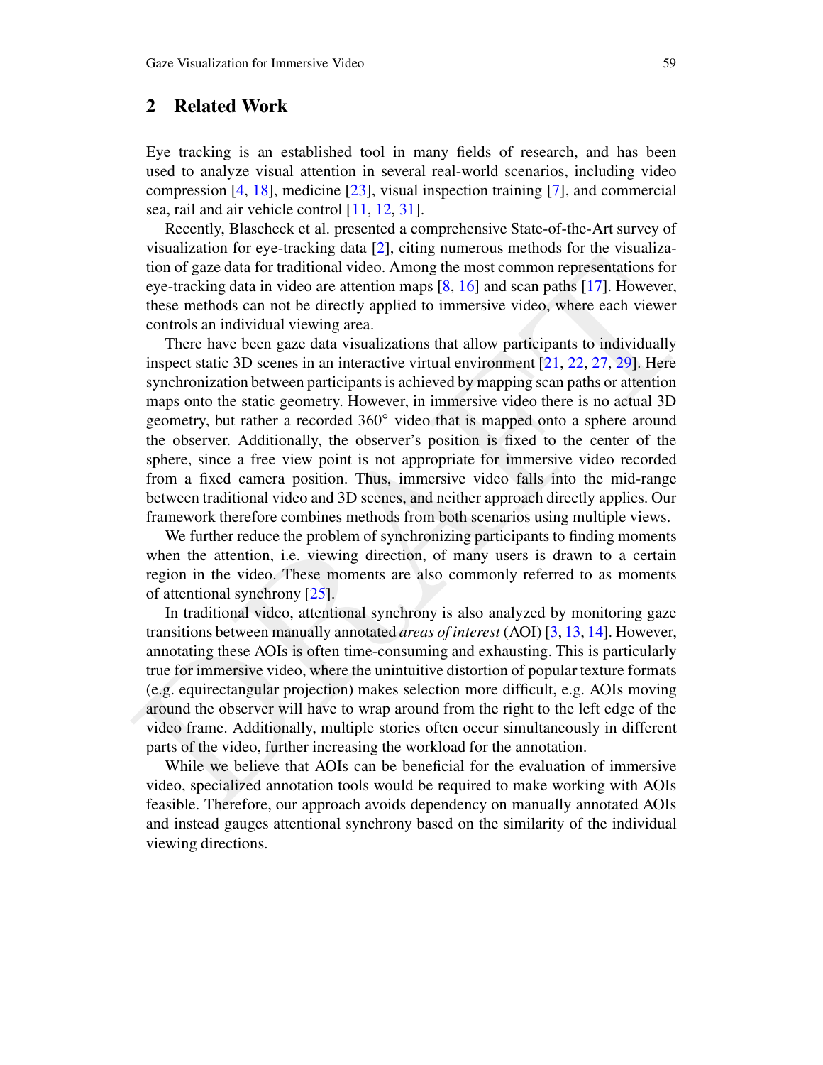## 2 Related Work

Eye tracking is an established tool in many fields of research, and has been used to analyze visual attention in several real-world scenarios, including video compression [4, 18], medicine [23], visual inspection training [7], and commercial sea, rail and air vehicle control [11, 12, 31].

Recently, Blascheck et al. presented a comprehensive State-of-the-Art survey of visualization for eye-tracking data [2], citing numerous methods for the visualization of gaze data for traditional video. Among the most common representations for eye-tracking data in video are attention maps [8, 16] and scan paths [17]. However, these methods can not be directly applied to immersive video, where each viewer controls an individual viewing area.

There have been gaze data visualizations that allow participants to individually inspect static 3D scenes in an interactive virtual environment [21, 22, 27, 29]. Here synchronization between participants is achieved by mapping scan paths or attention maps onto the static geometry. However, in immersive video there is no actual 3D geometry, but rather a recorded 360° video that is mapped onto a sphere around the observer. Additionally, the observer's position is fixed to the center of the sphere, since a free view point is not appropriate for immersive video recorded from a fixed camera position. Thus, immersive video falls into the mid-range between traditional video and 3D scenes, and neither approach directly applies. Our framework therefore combines methods from both scenarios using multiple views.

We further reduce the problem of synchronizing participants to finding moments when the attention, i.e. viewing direction, of many users is drawn to a certain region in the video. These moments are also commonly referred to as moments of attentional synchrony [25].

In traditional video, attentional synchrony is also analyzed by monitoring gaze transitions between manually annotated *areas of interest* (AOI) [3, 13, 14]. However, annotating these AOIs is often time-consuming and exhausting. This is particularly true for immersive video, where the unintuitive distortion of popular texture formats (e.g. equirectangular projection) makes selection more difficult, e.g. AOIs moving around the observer will have to wrap around from the right to the left edge of the video frame. Additionally, multiple stories often occur simultaneously in different parts of the video, further increasing the workload for the annotation.

While we believe that AOIs can be beneficial for the evaluation of immersive video, specialized annotation tools would be required to make working with AOIs feasible. Therefore, our approach avoids dependency on manually annotated AOIs and instead gauges attentional synchrony based on the similarity of the individual viewing directions.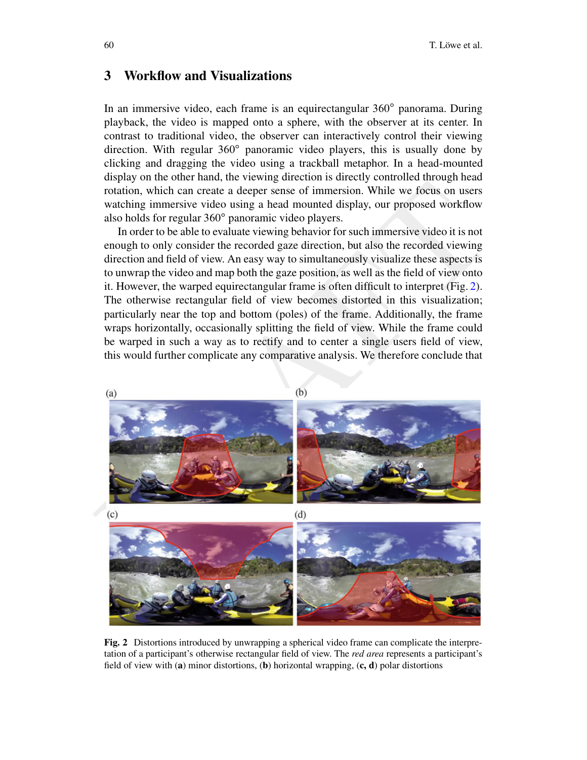## 3 Workflow and Visualizations

In an immersive video, each frame is an equirectangular 360° panorama. During playback, the video is mapped onto a sphere, with the observer at its center. In contrast to traditional video, the observer can interactively control their viewing direction. With regular 360° panoramic video players, this is usually done by clicking and dragging the video using a trackball metaphor. In a head-mounted display on the other hand, the viewing direction is directly controlled through head rotation, which can create a deeper sense of immersion. While we focus on users watching immersive video using a head mounted display, our proposed workflow also holds for regular 360° panoramic video players.

In order to be able to evaluate viewing behavior for such immersive video it is not enough to only consider the recorded gaze direction, but also the recorded viewing direction and field of view. An easy way to simultaneously visualize these aspects is to unwrap the video and map both the gaze position, as well as the field of view onto it. However, the warped equirectangular frame is often difficult to interpret (Fig. 2). The otherwise rectangular field of view becomes distorted in this visualization; particularly near the top and bottom (poles) of the frame. Additionally, the frame wraps horizontally, occasionally splitting the field of view. While the frame could be warped in such a way as to rectify and to center a single users field of view, this would further complicate any comparative analysis. We therefore conclude that

**Fig. 2** Distortions introduced by unwrapping a spherical video frame can complicate the interpretation of a participant's otherwise rectangular field of view. The *red area* represents a participant's field of view with (**a**) minor distortions, (**b**) horizontal wrapping, (**c, d**) polar distortions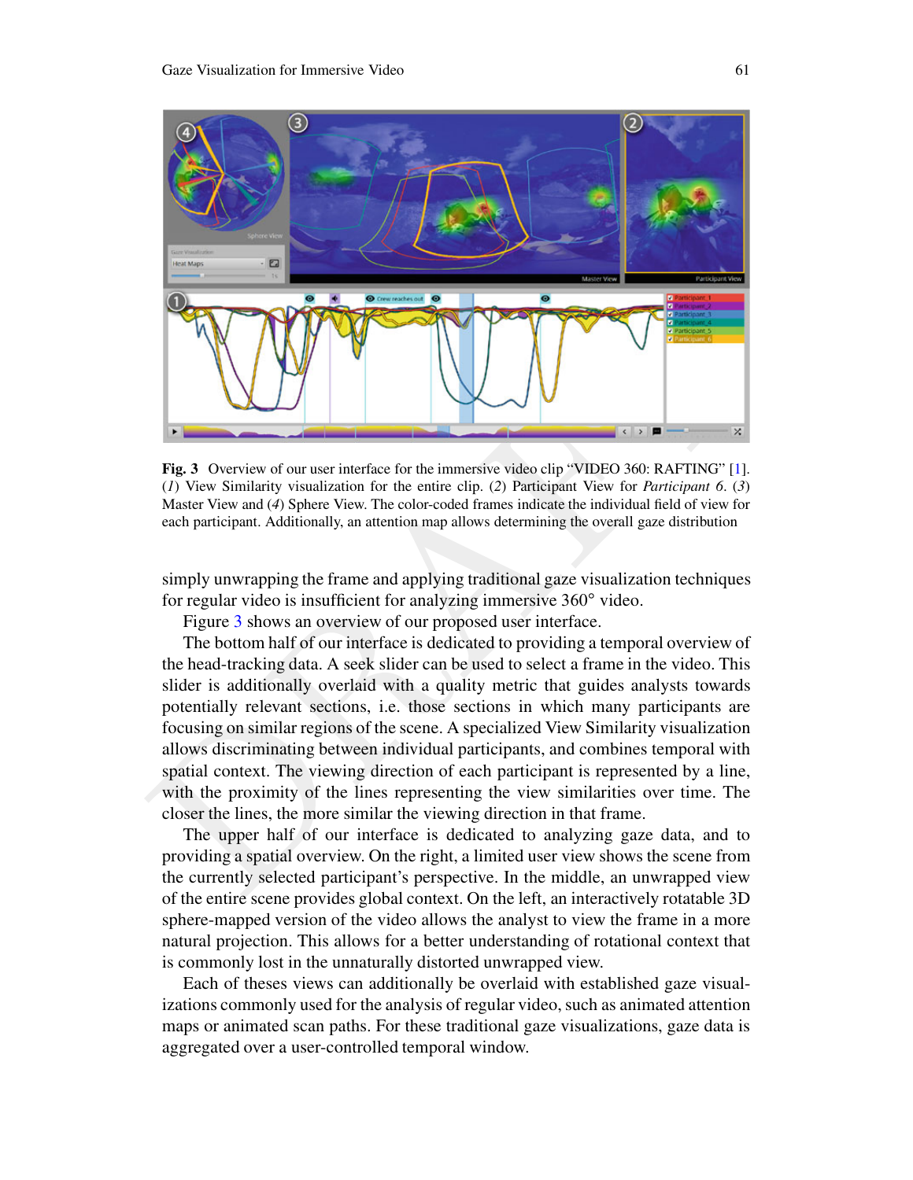Fig. 3 Overview of our user interface for the immersive video clip "VIDEO 360: RAFTING" [1]. (*1*) View Similarity visualization for the entire clip. (*2*) Participant View for *Participant 6*. (*3*) Master View and (*4*) Sphere View. The color-coded frames indicate the individual field of view for each participant. Additionally, an attention map allows determining the overall gaze distribution

simply unwrapping the frame and applying traditional gaze visualization techniques for regular video is insufficient for analyzing immersive 360° video.

Figure 3 shows an overview of our proposed user interface.

The bottom half of our interface is dedicated to providing a temporal overview of the head-tracking data. A seek slider can be used to select a frame in the video. This slider is additionally overlaid with a quality metric that guides analysts towards potentially relevant sections, i.e. those sections in which many participants are focusing on similar regions of the scene. A specialized View Similarity visualization allows discriminating between individual participants, and combines temporal with spatial context. The viewing direction of each participant is represented by a line, with the proximity of the lines representing the view similarities over time. The closer the lines, the more similar the viewing direction in that frame.

The upper half of our interface is dedicated to analyzing gaze data, and to providing a spatial overview. On the right, a limited user view shows the scene from the currently selected participant's perspective. In the middle, an unwrapped view of the entire scene provides global context. On the left, an interactively rotatable 3D sphere-mapped version of the video allows the analyst to view the frame in a more natural projection. This allows for a better understanding of rotational context that is commonly lost in the unnaturally distorted unwrapped view.

Each of theses views can additionally be overlaid with established gaze visualizations commonly used for the analysis of regular video, such as animated attention maps or animated scan paths. For these traditional gaze visualizations, gaze data is aggregated over a user-controlled temporal window.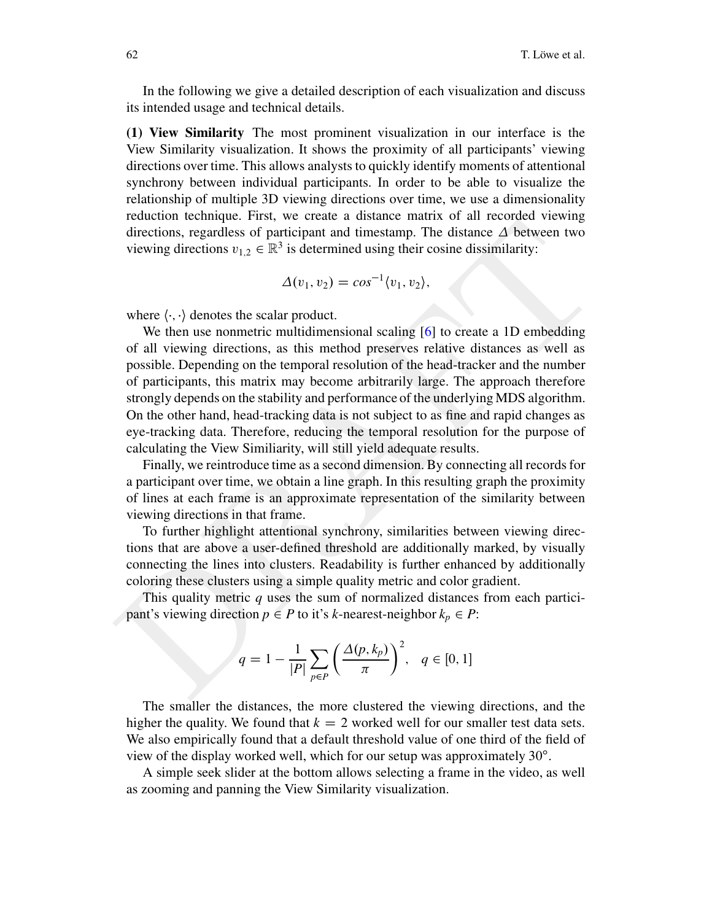In the following we give a detailed description of each visualization and discuss its intended usage and technical details.

**(1) View Similarity** The most prominent visualization in our interface is the View Similarity visualization. It shows the proximity of all participants' viewing directions over time. This allows analysts to quickly identify moments of attentional synchrony between individual participants. In order to be able to visualize the relationship of multiple 3D viewing directions over time, we use a dimensionality reduction technique. First, we create a distance matrix of all recorded viewing directions, regardless of participant and timestamp. The distance $\Delta$ between two viewing directions $v_{1,2} \in \mathbb{R}^3$ is determined using their cosine dissimilarity:

$$\Delta(v_1, v_2) = cos^{-1}\langle v_1, v_2 \rangle,$$

where $\langle \cdot, \cdot \rangle$ denotes the scalar product.

We then use nonmetric multidimensional scaling [6] to create a 1D embedding of all viewing directions, as this method preserves relative distances as well as possible. Depending on the temporal resolution of the head-tracker and the number of participants, this matrix may become arbitrarily large. The approach therefore strongly depends on the stability and performance of the underlying MDS algorithm. On the other hand, head-tracking data is not subject to as fine and rapid changes as eye-tracking data. Therefore, reducing the temporal resolution for the purpose of calculating the View Similiarity, will still yield adequate results.

Finally, we reintroduce time as a second dimension. By connecting all records for a participant over time, we obtain a line graph. In this resulting graph the proximity of lines at each frame is an approximate representation of the similarity between viewing directions in that frame.

To further highlight attentional synchrony, similarities between viewing directions that are above a user-defined threshold are additionally marked, by visually connecting the lines into clusters. Readability is further enhanced by additionally coloring these clusters using a simple quality metric and color gradient.

This quality metric $q$ uses the sum of normalized distances from each participant's viewing direction $p \in P$ to it's $k$-nearest-neighbor $k_p \in P$:

$$q = 1 - \frac{1}{|P|} \sum_{p \in P} \left( \frac{\Delta(p, k_p)}{\pi} \right)^2, \quad q \in [0, 1]$$

The smaller the distances, the more clustered the viewing directions, and the higher the quality. We found that $k = 2$ worked well for our smaller test data sets. We also empirically found that a default threshold value of one third of the field of view of the display worked well, which for our setup was approximately 30°.

A simple seek slider at the bottom allows selecting a frame in the video, as well as zooming and panning the View Similarity visualization.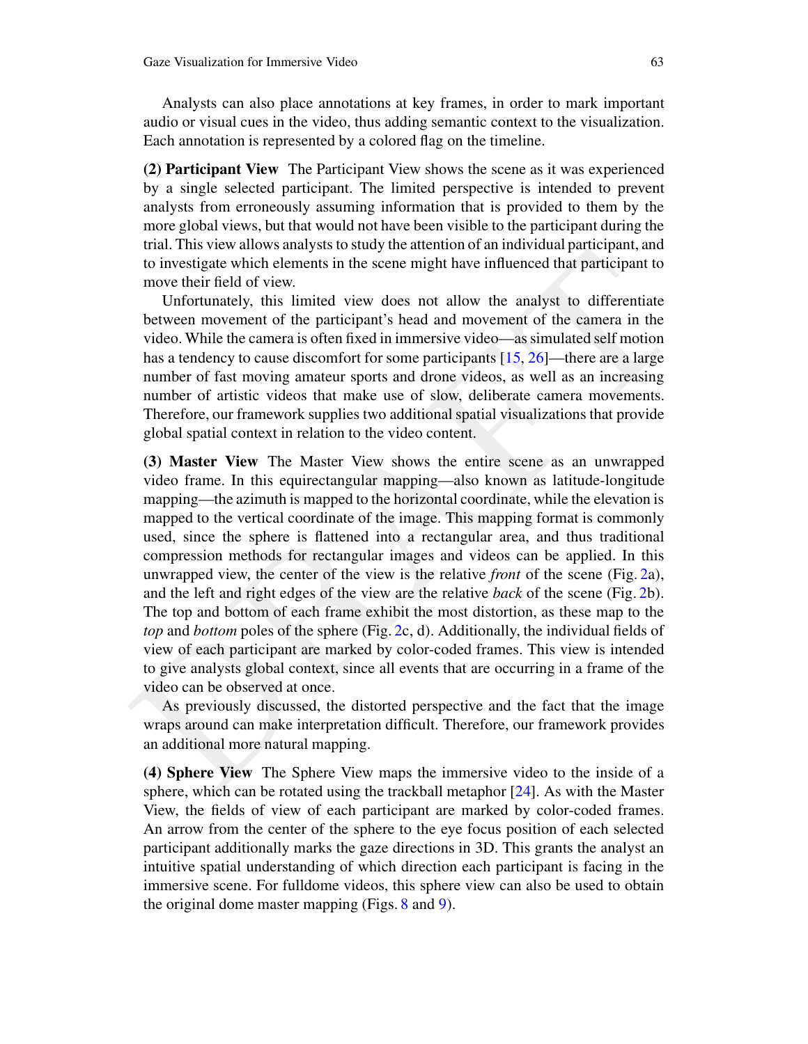Analysts can also place annotations at key frames, in order to mark important audio or visual cues in the video, thus adding semantic context to the visualization. Each annotation is represented by a colored flag on the timeline.

**(2) Participant View** The Participant View shows the scene as it was experienced by a single selected participant. The limited perspective is intended to prevent analysts from erroneously assuming information that is provided to them by the more global views, but that would not have been visible to the participant during the trial. This view allows analysts to study the attention of an individual participant, and to investigate which elements in the scene might have influenced that participant to move their field of view.

Unfortunately, this limited view does not allow the analyst to differentiate between movement of the participant's head and movement of the camera in the video. While the camera is often fixed in immersive video—as simulated self motion has a tendency to cause discomfort for some participants [15, 26]—there are a large number of fast moving amateur sports and drone videos, as well as an increasing number of artistic videos that make use of slow, deliberate camera movements. Therefore, our framework supplies two additional spatial visualizations that provide global spatial context in relation to the video content.

**(3) Master View** The Master View shows the entire scene as an unwrapped video frame. In this equirectangular mapping—also known as latitude-longitude mapping—the azimuth is mapped to the horizontal coordinate, while the elevation is mapped to the vertical coordinate of the image. This mapping format is commonly used, since the sphere is flattened into a rectangular area, and thus traditional compression methods for rectangular images and videos can be applied. In this unwrapped view, the center of the view is the relative *front* of the scene (Fig. 2a), and the left and right edges of the view are the relative *back* of the scene (Fig. 2b). The top and bottom of each frame exhibit the most distortion, as these map to the *top* and *bottom* poles of the sphere (Fig. 2c, d). Additionally, the individual fields of view of each participant are marked by color-coded frames. This view is intended to give analysts global context, since all events that are occurring in a frame of the video can be observed at once.

As previously discussed, the distorted perspective and the fact that the image wraps around can make interpretation difficult. Therefore, our framework provides an additional more natural mapping.

**(4) Sphere View** The Sphere View maps the immersive video to the inside of a sphere, which can be rotated using the trackball metaphor [24]. As with the Master View, the fields of view of each participant are marked by color-coded frames. An arrow from the center of the sphere to the eye focus position of each selected participant additionally marks the gaze directions in 3D. This grants the analyst an intuitive spatial understanding of which direction each participant is facing in the immersive scene. For fulldome videos, this sphere view can also be used to obtain the original dome master mapping (Figs. 8 and 9).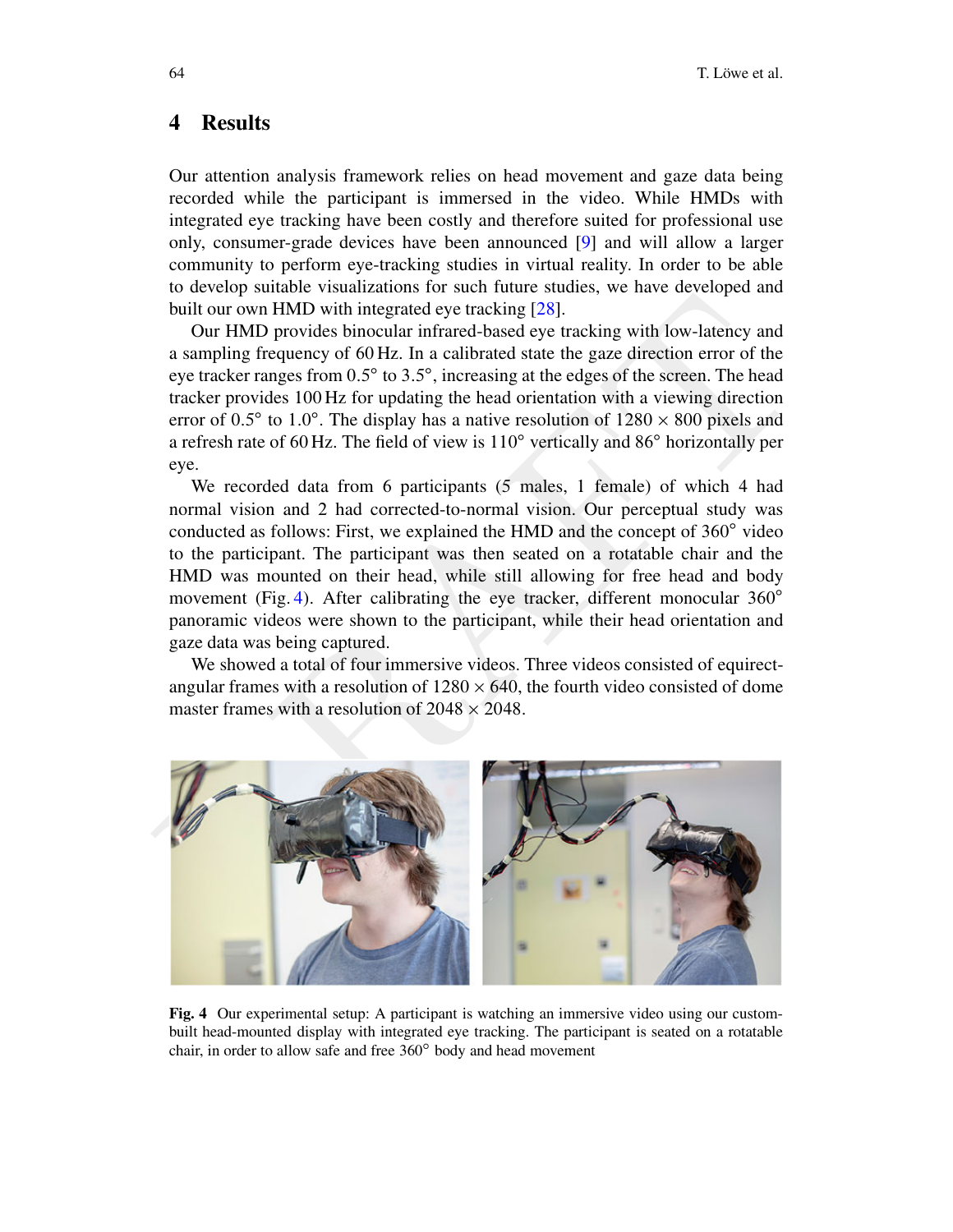## 4 Results

Our attention analysis framework relies on head movement and gaze data being recorded while the participant is immersed in the video. While HMDs with integrated eye tracking have been costly and therefore suited for professional use only, consumer-grade devices have been announced [9] and will allow a larger community to perform eye-tracking studies in virtual reality. In order to be able to develop suitable visualizations for such future studies, we have developed and built our own HMD with integrated eye tracking [28].

Our HMD provides binocular infrared-based eye tracking with low-latency and a sampling frequency of 60 Hz. In a calibrated state the gaze direction error of the eye tracker ranges from 0.5° to 3.5°, increasing at the edges of the screen. The head tracker provides 100 Hz for updating the head orientation with a viewing direction error of 0.5° to 1.0°. The display has a native resolution of 1280 × 800 pixels and a refresh rate of 60 Hz. The field of view is 110° vertically and 86° horizontally per eye.

We recorded data from 6 participants (5 males, 1 female) of which 4 had normal vision and 2 had corrected-to-normal vision. Our perceptual study was conducted as follows: First, we explained the HMD and the concept of 360° video to the participant. The participant was then seated on a rotatable chair and the HMD was mounted on their head, while still allowing for free head and body movement (Fig. 4). After calibrating the eye tracker, different monocular 360° panoramic videos were shown to the participant, while their head orientation and gaze data was being captured.

We showed a total of four immersive videos. Three videos consisted of equirectangular frames with a resolution of 1280 × 640, the fourth video consisted of dome master frames with a resolution of 2048 × 2048.

**Fig. 4** Our experimental setup: A participant is watching an immersive video using our custom-built head-mounted display with integrated eye tracking. The participant is seated on a rotatable chair, in order to allow safe and free 360° body and head movement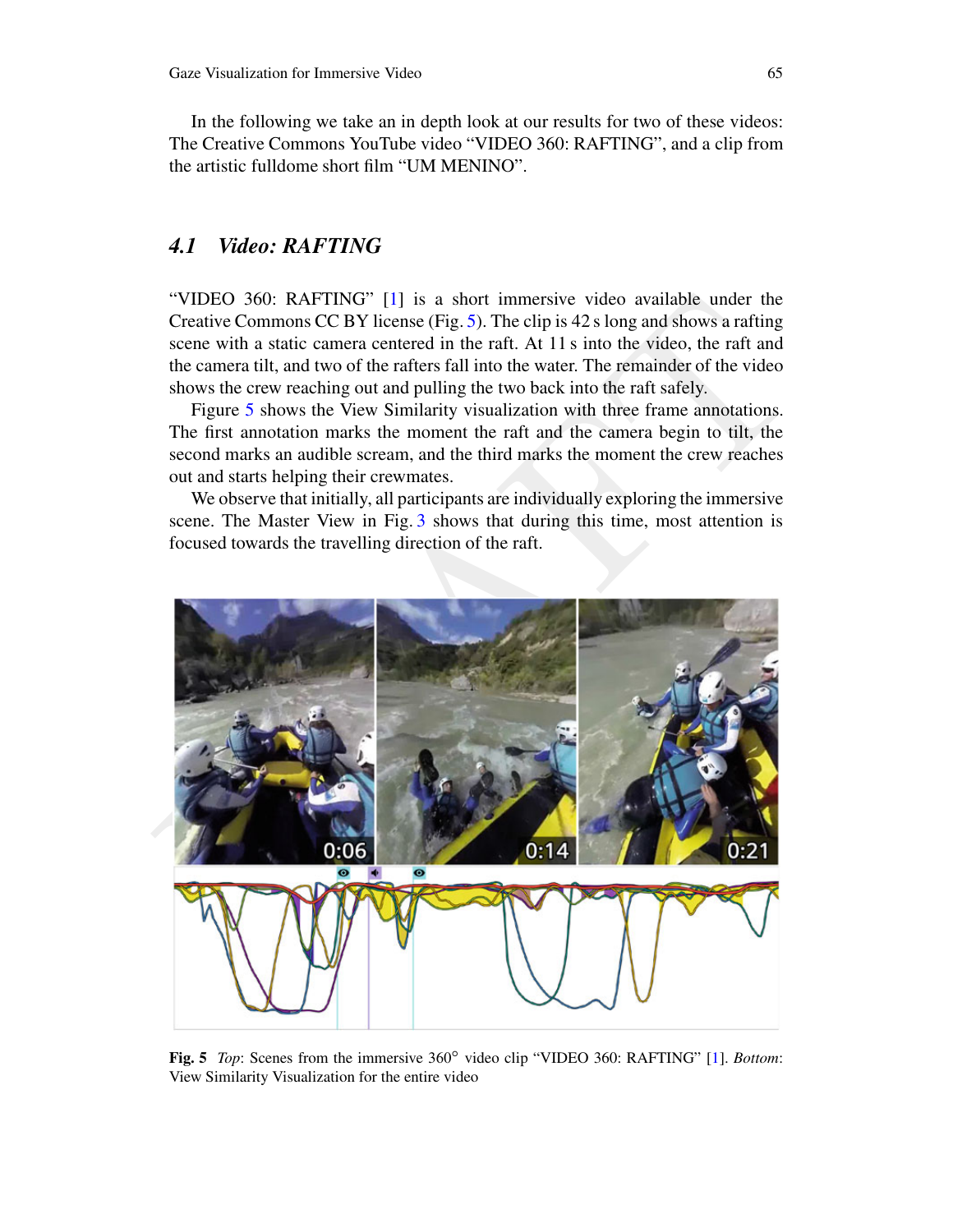In the following we take an in depth look at our results for two of these videos: The Creative Commons YouTube video “VIDEO 360: RAFTING”, and a clip from the artistic fulldome short film “UM MENINO”.

### 4.1 *Video: RAFTING*

“VIDEO 360: RAFTING” [1] is a short immersive video available under the Creative Commons CC BY license (Fig. 5). The clip is 42 s long and shows a rafting scene with a static camera centered in the raft. At 11 s into the video, the raft and the camera tilt, and two of the rafters fall into the water. The remainder of the video shows the crew reaching out and pulling the two back into the raft safely.

Figure 5 shows the View Similarity visualization with three frame annotations. The first annotation marks the moment the raft and the camera begin to tilt, the second marks an audible scream, and the third marks the moment the crew reaches out and starts helping their crewmates.

We observe that initially, all participants are individually exploring the immersive scene. The Master View in Fig. 3 shows that during this time, most attention is focused towards the travelling direction of the raft.

**Fig. 5** *Top*: Scenes from the immersive 360° video clip “VIDEO 360: RAFTING” [1]. *Bottom*: View Similarity Visualization for the entire video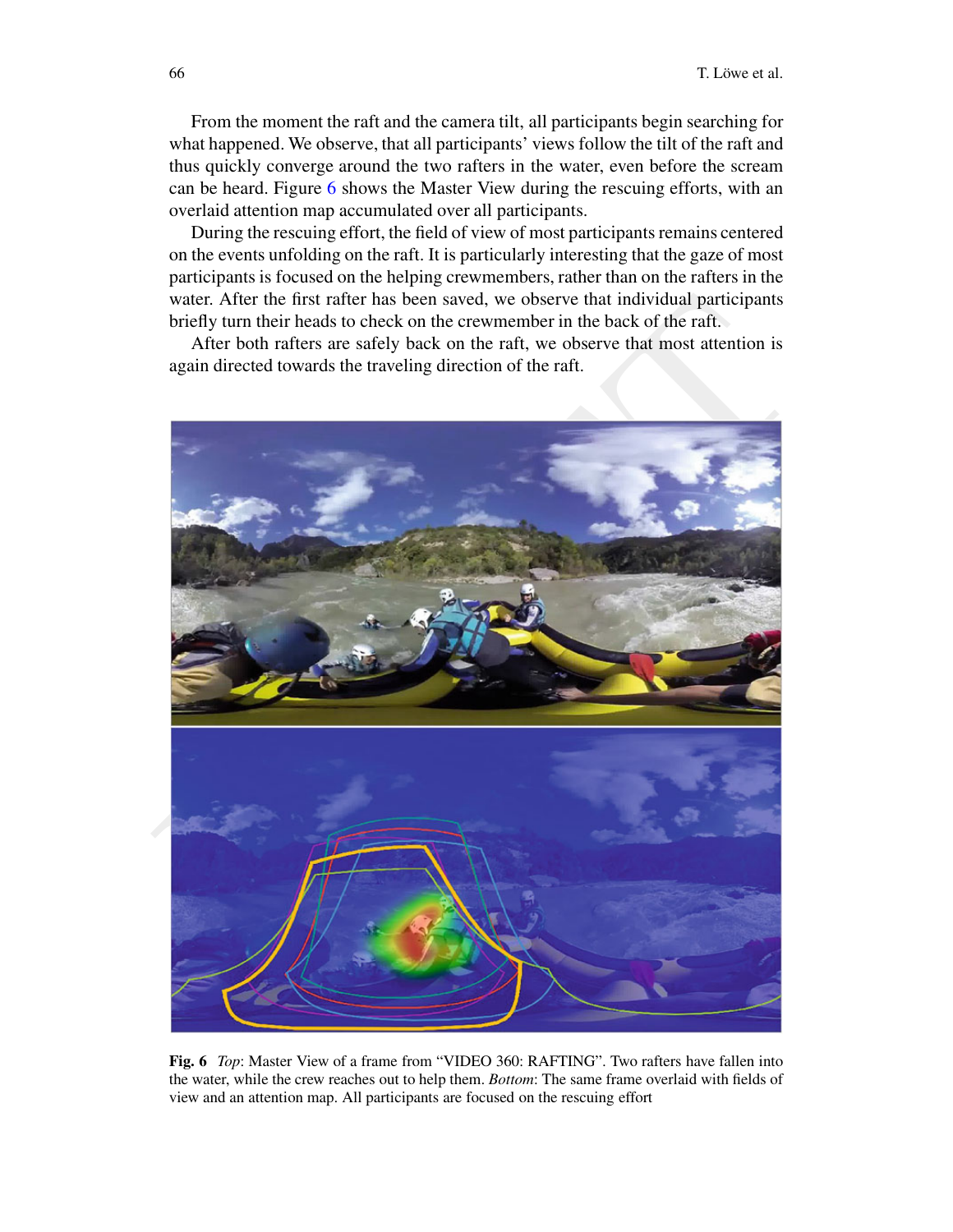From the moment the raft and the camera tilt, all participants begin searching for what happened. We observe, that all participants' views follow the tilt of the raft and thus quickly converge around the two rafters in the water, even before the scream can be heard. Figure 6 shows the Master View during the rescuing efforts, with an overlaid attention map accumulated over all participants.

During the rescuing effort, the field of view of most participants remains centered on the events unfolding on the raft. It is particularly interesting that the gaze of most participants is focused on the helping crewmembers, rather than on the rafters in the water. After the first rafter has been saved, we observe that individual participants briefly turn their heads to check on the crewmember in the back of the raft.

After both rafters are safely back on the raft, we observe that most attention is again directed towards the traveling direction of the raft.

**Fig. 6** *Top*: Master View of a frame from "VIDEO 360: RAFTING". Two rafters have fallen into the water, while the crew reaches out to help them. *Bottom*: The same frame overlaid with fields of view and an attention map. All participants are focused on the rescuing effort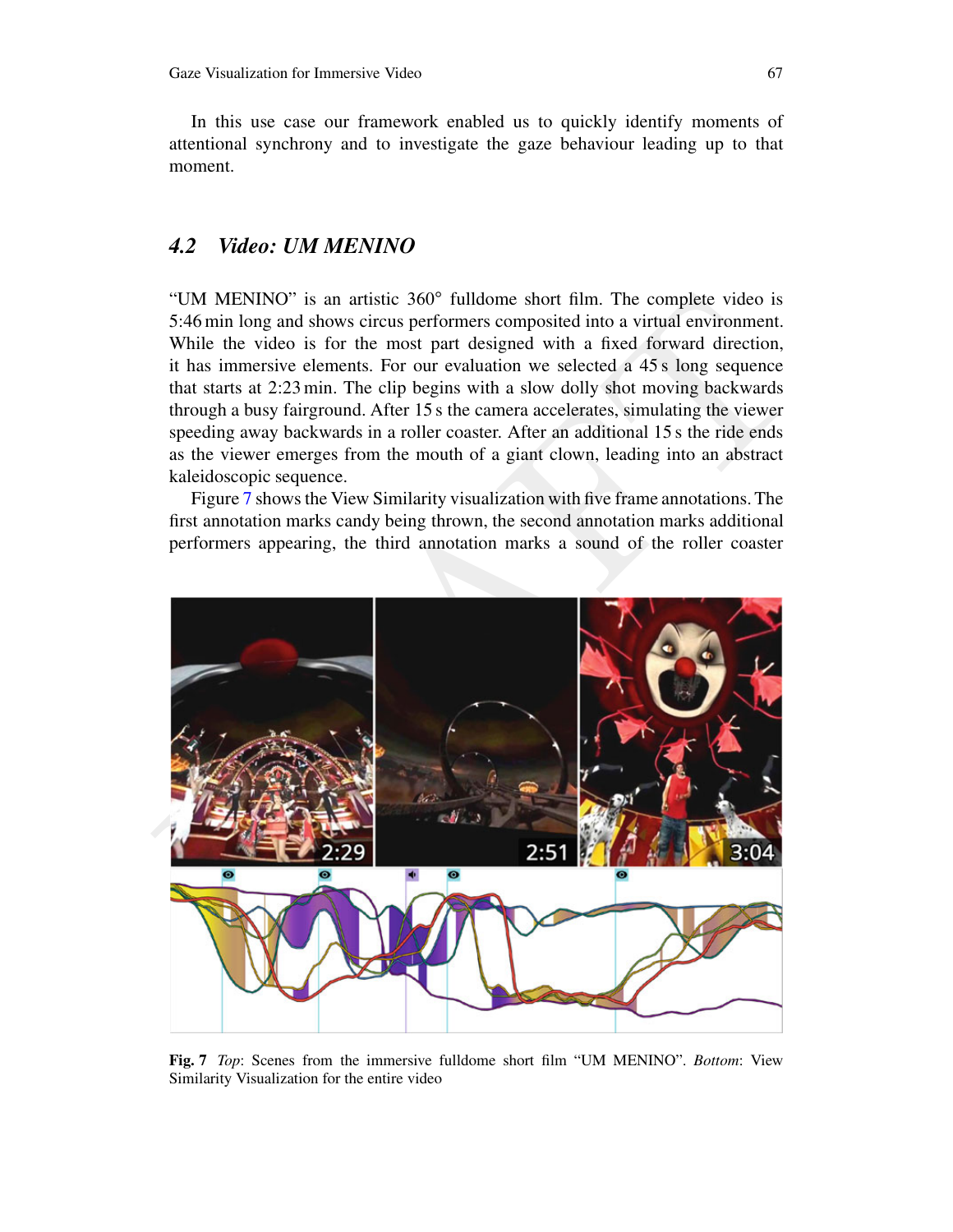In this use case our framework enabled us to quickly identify moments of attentional synchrony and to investigate the gaze behaviour leading up to that moment.

### 4.2 Video: UM MENINO

"UM MENINO" is an artistic 360° fulldome short film. The complete video is 5:46 min long and shows circus performers composited into a virtual environment. While the video is for the most part designed with a fixed forward direction, it has immersive elements. For our evaluation we selected a 45 s long sequence that starts at 2:23 min. The clip begins with a slow dolly shot moving backwards through a busy fairground. After 15 s the camera accelerates, simulating the viewer speeding away backwards in a roller coaster. After an additional 15 s the ride ends as the viewer emerges from the mouth of a giant clown, leading into an abstract kaleidoscopic sequence.

Figure 7 shows the View Similarity visualization with five frame annotations. The first annotation marks candy being thrown, the second annotation marks additional performers appearing, the third annotation marks a sound of the roller coaster

**Fig. 7** *Top*: Scenes from the immersive fulldome short film "UM MENINO". *Bottom*: View Similarity Visualization for the entire video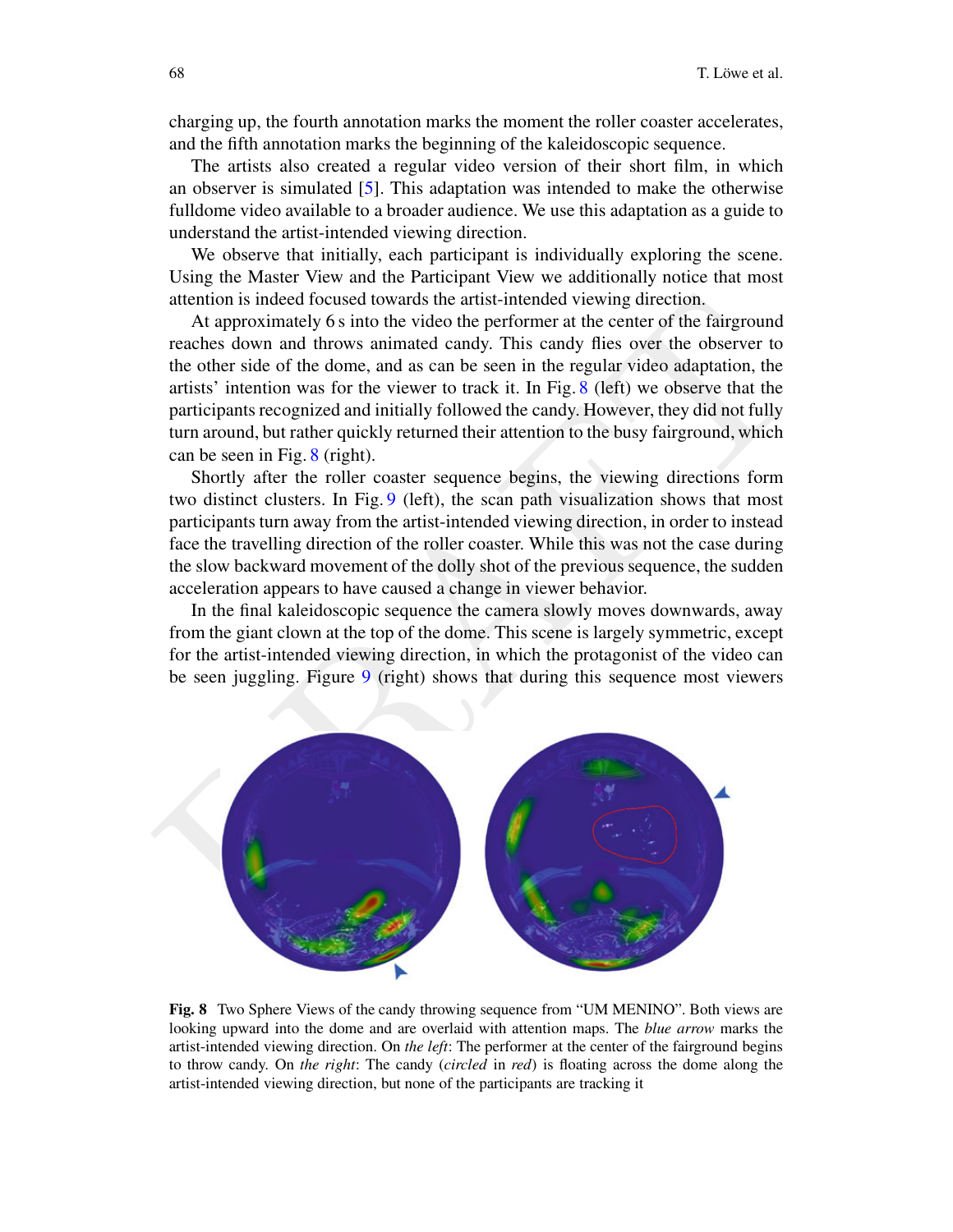charging up, the fourth annotation marks the moment the roller coaster accelerates, and the fifth annotation marks the beginning of the kaleidoscopic sequence.

The artists also created a regular video version of their short film, in which an observer is simulated [5]. This adaptation was intended to make the otherwise fulldome video available to a broader audience. We use this adaptation as a guide to understand the artist-intended viewing direction.

We observe that initially, each participant is individually exploring the scene. Using the Master View and the Participant View we additionally notice that most attention is indeed focused towards the artist-intended viewing direction.

At approximately 6 s into the video the performer at the center of the fairground reaches down and throws animated candy. This candy flies over the observer to the other side of the dome, and as can be seen in the regular video adaptation, the artists' intention was for the viewer to track it. In Fig. 8 (left) we observe that the participants recognized and initially followed the candy. However, they did not fully turn around, but rather quickly returned their attention to the busy fairground, which can be seen in Fig. 8 (right).

Shortly after the roller coaster sequence begins, the viewing directions form two distinct clusters. In Fig. 9 (left), the scan path visualization shows that most participants turn away from the artist-intended viewing direction, in order to instead face the travelling direction of the roller coaster. While this was not the case during the slow backward movement of the dolly shot of the previous sequence, the sudden acceleration appears to have caused a change in viewer behavior.

In the final kaleidoscopic sequence the camera slowly moves downwards, away from the giant clown at the top of the dome. This scene is largely symmetric, except for the artist-intended viewing direction, in which the protagonist of the video can be seen juggling. Figure 9 (right) shows that during this sequence most viewers

**Fig. 8** Two Sphere Views of the candy throwing sequence from "UM MENINO". Both views are looking upward into the dome and are overlaid with attention maps. The *blue arrow* marks the artist-intended viewing direction. On *the left*: The performer at the center of the fairground begins to throw candy. On *the right*: The candy (*circled* in *red*) is floating across the dome along the artist-intended viewing direction, but none of the participants are tracking it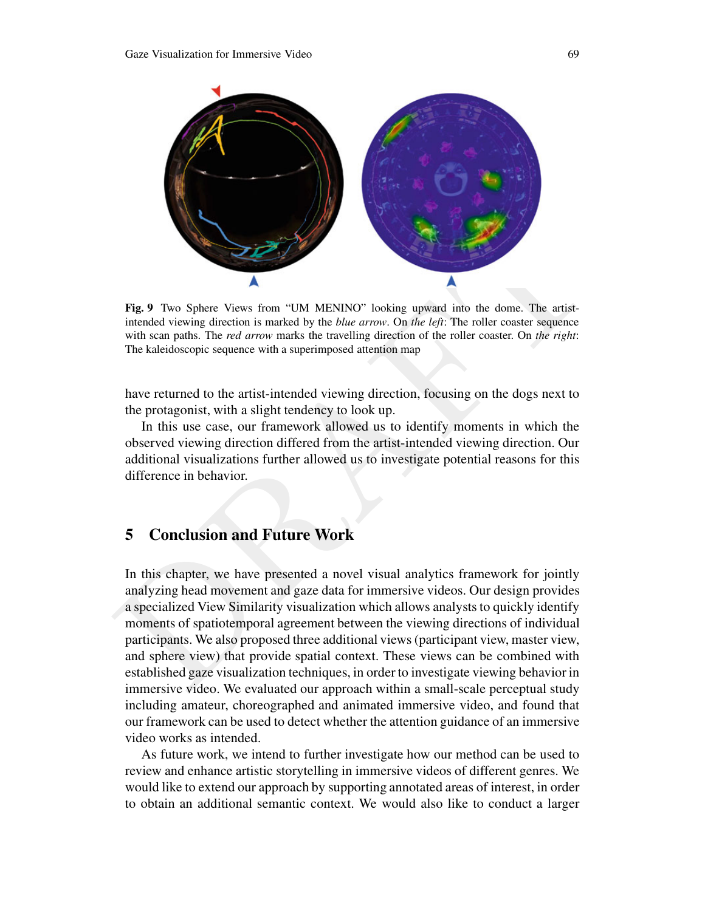**Fig. 9** Two Sphere Views from "UM MENINO" looking upward into the dome. The artist-intended viewing direction is marked by the *blue arrow*. On *the left*: The roller coaster sequence with scan paths. The *red arrow* marks the travelling direction of the roller coaster. On *the right*: The kaleidoscopic sequence with a superimposed attention map

have returned to the artist-intended viewing direction, focusing on the dogs next to the protagonist, with a slight tendency to look up.

In this use case, our framework allowed us to identify moments in which the observed viewing direction differed from the artist-intended viewing direction. Our additional visualizations further allowed us to investigate potential reasons for this difference in behavior.

## 5 Conclusion and Future Work

In this chapter, we have presented a novel visual analytics framework for jointly analyzing head movement and gaze data for immersive videos. Our design provides a specialized View Similarity visualization which allows analysts to quickly identify moments of spatiotemporal agreement between the viewing directions of individual participants. We also proposed three additional views (participant view, master view, and sphere view) that provide spatial context. These views can be combined with established gaze visualization techniques, in order to investigate viewing behavior in immersive video. We evaluated our approach within a small-scale perceptual study including amateur, choreographed and animated immersive video, and found that our framework can be used to detect whether the attention guidance of an immersive video works as intended.

As future work, we intend to further investigate how our method can be used to review and enhance artistic storytelling in immersive videos of different genres. We would like to extend our approach by supporting annotated areas of interest, in order to obtain an additional semantic context. We would also like to conduct a larger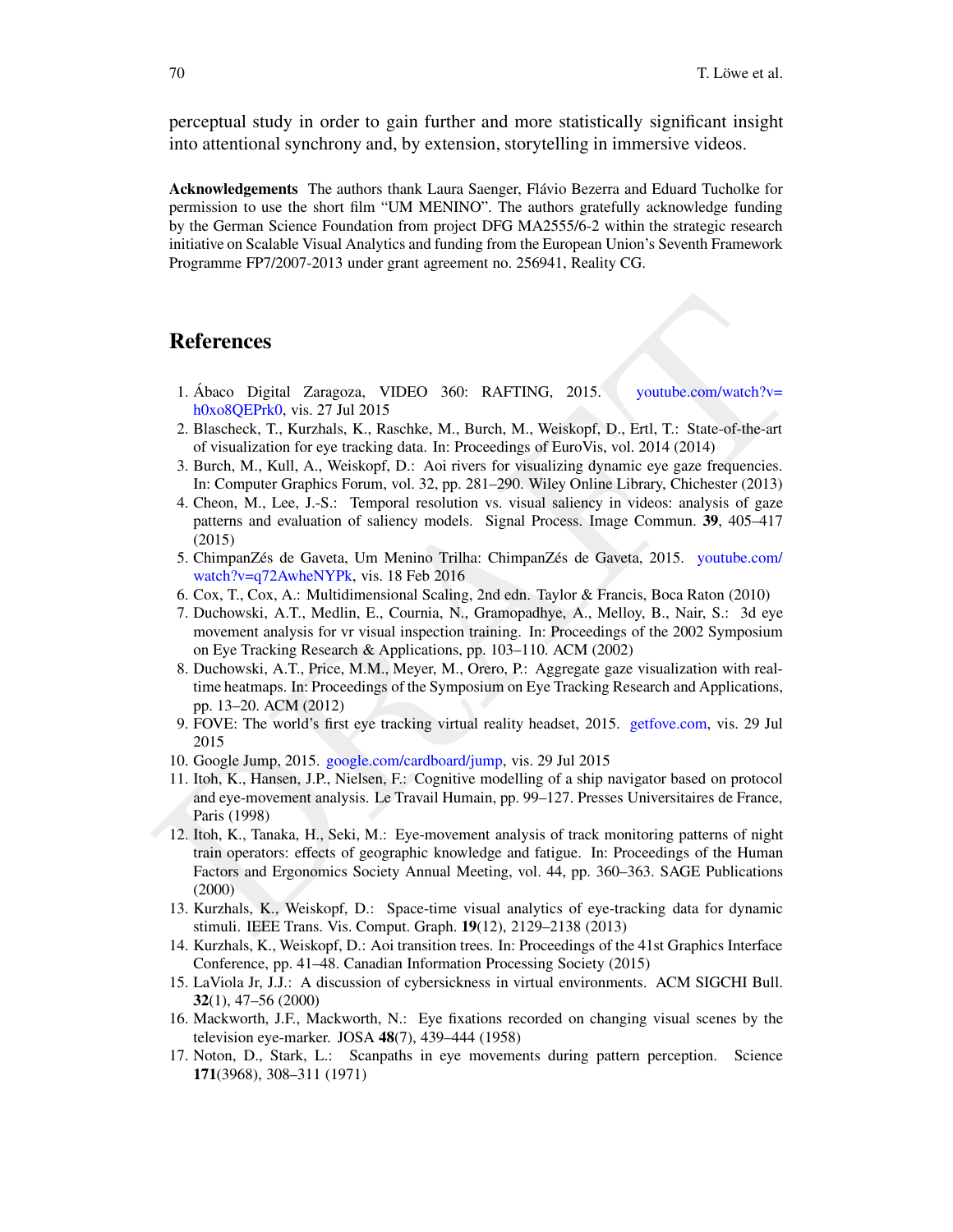perceptual study in order to gain further and more statistically significant insight into attentional synchrony and, by extension, storytelling in immersive videos.

**Acknowledgements** The authors thank Laura Saenger, Flávio Bezerra and Eduard Tucholke for permission to use the short film "UM MENINO". The authors gratefully acknowledge funding by the German Science Foundation from project DFG MA2555/6-2 within the strategic research initiative on Scalable Visual Analytics and funding from the European Union's Seventh Framework Programme FP7/2007-2013 under grant agreement no. 256941, Reality CG.

## References

1. Ábaco Digital Zaragoza, VIDEO 360: RAFTING, 2015. youtube.com/watch?v=h0xo8QEPrk0, vis. 27 Jul 2015
2. Blascheck, T., Kurzhals, K., Raschke, M., Burch, M., Weiskopf, D., Ertl, T.: State-of-the-art of visualization for eye tracking data. In: Proceedings of EuroVis, vol. 2014 (2014)
3. Burch, M., Kull, A., Weiskopf, D.: Aoi rivers for visualizing dynamic eye gaze frequencies. In: Computer Graphics Forum, vol. 32, pp. 281–290. Wiley Online Library, Chichester (2013)
4. Cheon, M., Lee, J.-S.: Temporal resolution vs. visual saliency in videos: analysis of gaze patterns and evaluation of saliency models. Signal Process. Image Commun. **39**, 405–417 (2015)
5. ChimpanZés de Gaveta, Um Menino Trilha: ChimpanZés de Gaveta, 2015. youtube.com/watch?v=q72AwheNYPk, vis. 18 Feb 2016
6. Cox, T., Cox, A.: Multidimensional Scaling, 2nd edn. Taylor & Francis, Boca Raton (2010)
7. Duchowski, A.T., Medlin, E., Cournia, N., Gramopadhye, A., Melloy, B., Nair, S.: 3d eye movement analysis for vr visual inspection training. In: Proceedings of the 2002 Symposium on Eye Tracking Research & Applications, pp. 103–110. ACM (2002)
8. Duchowski, A.T., Price, M.M., Meyer, M., Orero, P.: Aggregate gaze visualization with real-time heatmaps. In: Proceedings of the Symposium on Eye Tracking Research and Applications, pp. 13–20. ACM (2012)
9. FOVE: The world's first eye tracking virtual reality headset, 2015. getfove.com, vis. 29 Jul 2015
10. Google Jump, 2015. google.com/cardboard/jump, vis. 29 Jul 2015
11. Itoh, K., Hansen, J.P., Nielsen, F.: Cognitive modelling of a ship navigator based on protocol and eye-movement analysis. Le Travail Humain, pp. 99–127. Presses Universitaires de France, Paris (1998)
12. Itoh, K., Tanaka, H., Seki, M.: Eye-movement analysis of track monitoring patterns of night train operators: effects of geographic knowledge and fatigue. In: Proceedings of the Human Factors and Ergonomics Society Annual Meeting, vol. 44, pp. 360–363. SAGE Publications (2000)
13. Kurzhals, K., Weiskopf, D.: Space-time visual analytics of eye-tracking data for dynamic stimuli. IEEE Trans. Vis. Comput. Graph. **19**(12), 2129–2138 (2013)
14. Kurzhals, K., Weiskopf, D.: Aoi transition trees. In: Proceedings of the 41st Graphics Interface Conference, pp. 41–48. Canadian Information Processing Society (2015)
15. LaViola Jr, J.J.: A discussion of cybersickness in virtual environments. ACM SIGCHI Bull. **32**(1), 47–56 (2000)
16. Mackworth, J.F., Mackworth, N.: Eye fixations recorded on changing visual scenes by the television eye-marker. JOSA **48**(7), 439–444 (1958)
17. Noton, D., Stark, L.: Scanpaths in eye movements during pattern perception. Science **171**(3968), 308–311 (1971)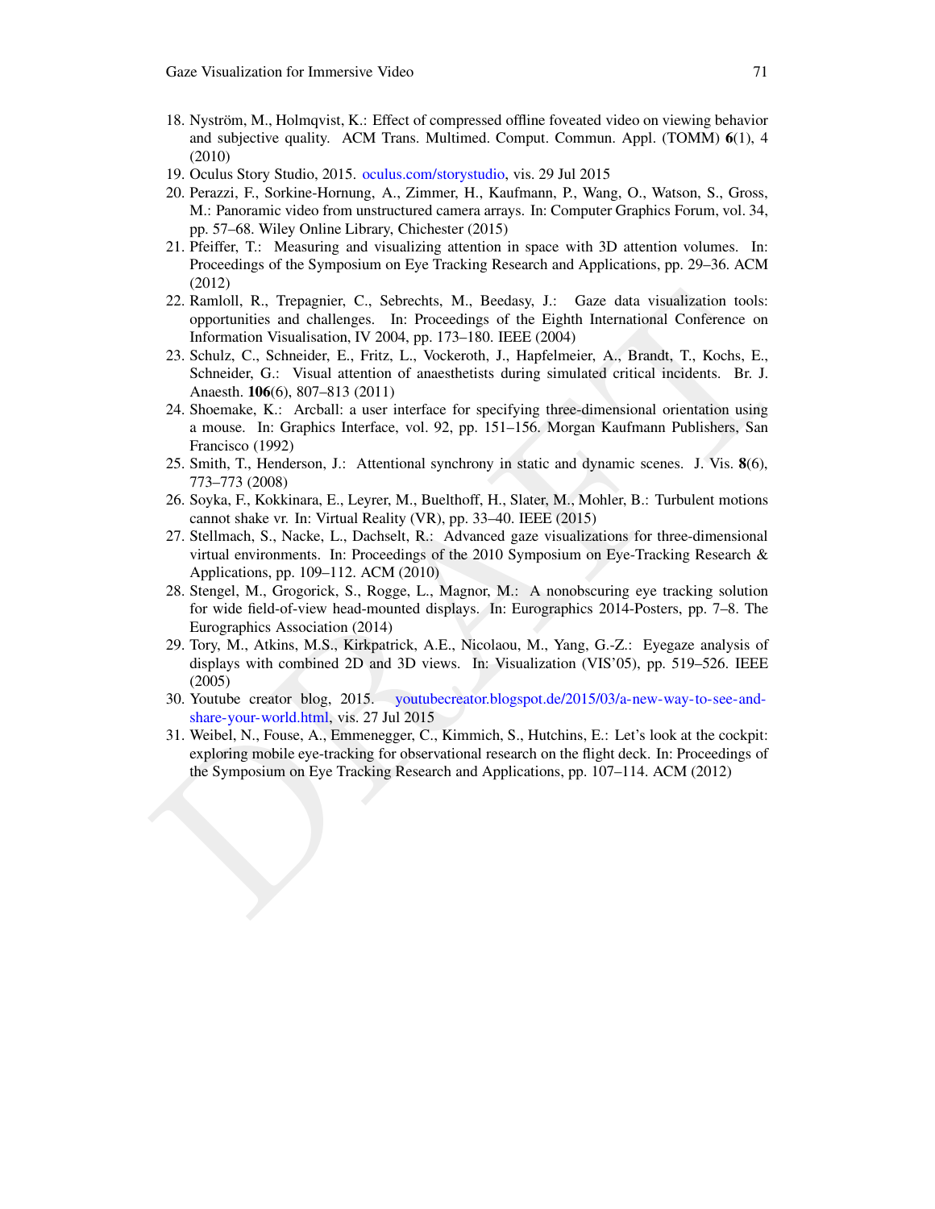18. Nyström, M., Holmqvist, K.: Effect of compressed offline foveated video on viewing behavior and subjective quality. ACM Trans. Multimed. Comput. Commun. Appl. (TOMM) **6**(1), 4 (2010)
19. Oculus Story Studio, 2015. oculus.com/storystudio, vis. 29 Jul 2015
20. Perazzi, F., Sorkine-Hornung, A., Zimmer, H., Kaufmann, P., Wang, O., Watson, S., Gross, M.: Panoramic video from unstructured camera arrays. In: Computer Graphics Forum, vol. 34, pp. 57–68. Wiley Online Library, Chichester (2015)
21. Pfeiffer, T.: Measuring and visualizing attention in space with 3D attention volumes. In: Proceedings of the Symposium on Eye Tracking Research and Applications, pp. 29–36. ACM (2012)
22. Ramloll, R., Trepagnier, C., Sebrechts, M., Beedasy, J.: Gaze data visualization tools: opportunities and challenges. In: Proceedings of the Eighth International Conference on Information Visualisation, IV 2004, pp. 173–180. IEEE (2004)
23. Schulz, C., Schneider, E., Fritz, L., Vockeroth, J., Hapfelmeier, A., Brandt, T., Kochs, E., Schneider, G.: Visual attention of anaesthetists during simulated critical incidents. Br. J. Anaesth. **106**(6), 807–813 (2011)
24. Shoemake, K.: Arcball: a user interface for specifying three-dimensional orientation using a mouse. In: Graphics Interface, vol. 92, pp. 151–156. Morgan Kaufmann Publishers, San Francisco (1992)
25. Smith, T., Henderson, J.: Attentional synchrony in static and dynamic scenes. J. Vis. **8**(6), 773–773 (2008)
26. Soyka, F., Kokkinara, E., Leyrer, M., Buelthoff, H., Slater, M., Mohler, B.: Turbulent motions cannot shake vr. In: Virtual Reality (VR), pp. 33–40. IEEE (2015)
27. Stellmach, S., Nacke, L., Dachselt, R.: Advanced gaze visualizations for three-dimensional virtual environments. In: Proceedings of the 2010 Symposium on Eye-Tracking Research & Applications, pp. 109–112. ACM (2010)
28. Stengel, M., Grogorick, S., Rogge, L., Magnor, M.: A nonobscuring eye tracking solution for wide field-of-view head-mounted displays. In: Eurographics 2014-Posters, pp. 7–8. The Eurographics Association (2014)
29. Tory, M., Atkins, M.S., Kirkpatrick, A.E., Nicolaou, M., Yang, G.-Z.: Eyegaze analysis of displays with combined 2D and 3D views. In: Visualization (VIS'05), pp. 519–526. IEEE (2005)
30. Youtube creator blog, 2015. youtubecreator.blogspot.de/2015/03/a-new-way-to-see-and-share-your-world.html, vis. 27 Jul 2015
31. Weibel, N., Fouse, A., Emmenegger, C., Kimmich, S., Hutchins, E.: Let's look at the cockpit: exploring mobile eye-tracking for observational research on the flight deck. In: Proceedings of the Symposium on Eye Tracking Research and Applications, pp. 107–114. ACM (2012)